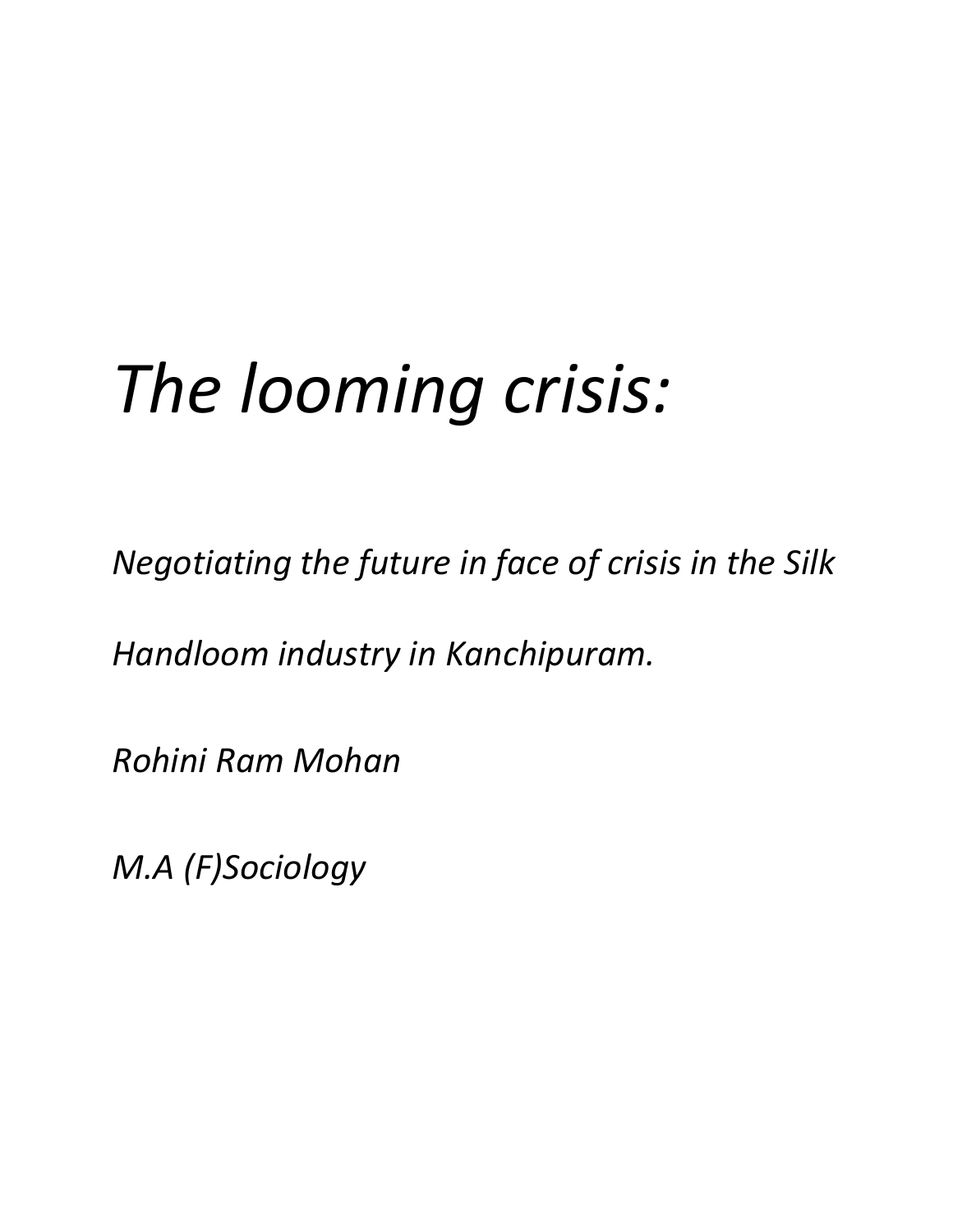# *The looming crisis:*

*Negotiating the future in face of crisis in the Silk Handloom industry in Kanchipuram.*

*Rohini Ram Mohan*

*M.A (F)Sociology*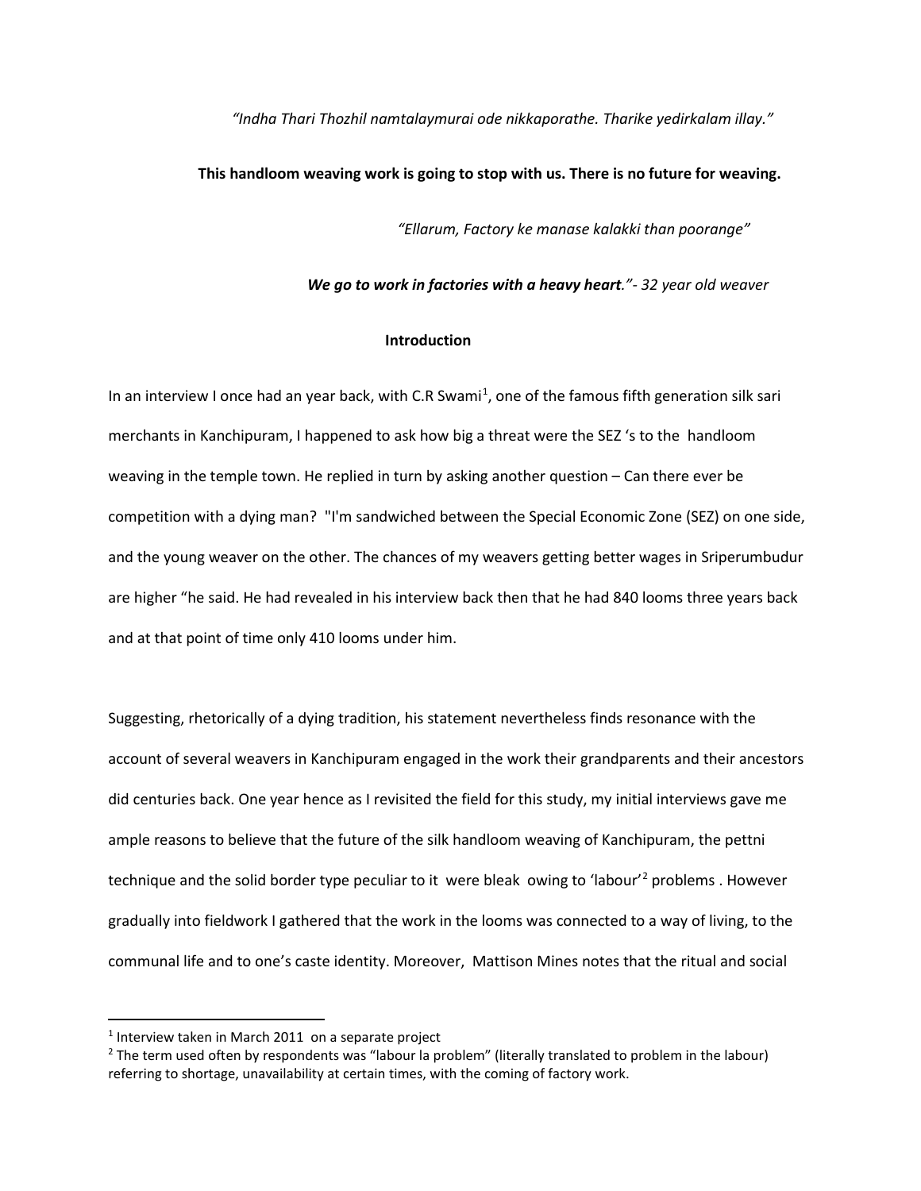*"Indha Thari Thozhil namtalaymurai ode nikkaporathe. Tharike yedirkalam illay."*

**This handloom weaving work is going to stop with us. There is no future for weaving.**

*"Ellarum, Factory ke manase kalakki than poorange"*

***We go to work in factories with a heavy heart.*** *"- 32 year old weaver*

## Introduction

In an interview I once had an year back, with C.R Swami[1], one of the famous fifth generation silk sari merchants in Kanchipuram, I happened to ask how big a threat were the SEZ 's to the handloom weaving in the temple town. He replied in turn by asking another question – Can there ever be competition with a dying man? "I'm sandwiched between the Special Economic Zone (SEZ) on one side, and the young weaver on the other. The chances of my weavers getting better wages in Sriperumbudur are higher "he said. He had revealed in his interview back then that he had 840 looms three years back and at that point of time only 410 looms under him.

Suggesting, rhetorically of a dying tradition, his statement nevertheless finds resonance with the account of several weavers in Kanchipuram engaged in the work their grandparents and their ancestors did centuries back. One year hence as I revisited the field for this study, my initial interviews gave me ample reasons to believe that the future of the silk handloom weaving of Kanchipuram, the pettni technique and the solid border type peculiar to it were bleak owing to 'labour'[2] problems . However gradually into fieldwork I gathered that the work in the looms was connected to a way of living, to the communal life and to one's caste identity. Moreover, Mattison Mines notes that the ritual and social

---

[1] Interview taken in March 2011 on a separate project

[2] The term used often by respondents was "labour la problem" (literally translated to problem in the labour) referring to shortage, unavailability at certain times, with the coming of factory work.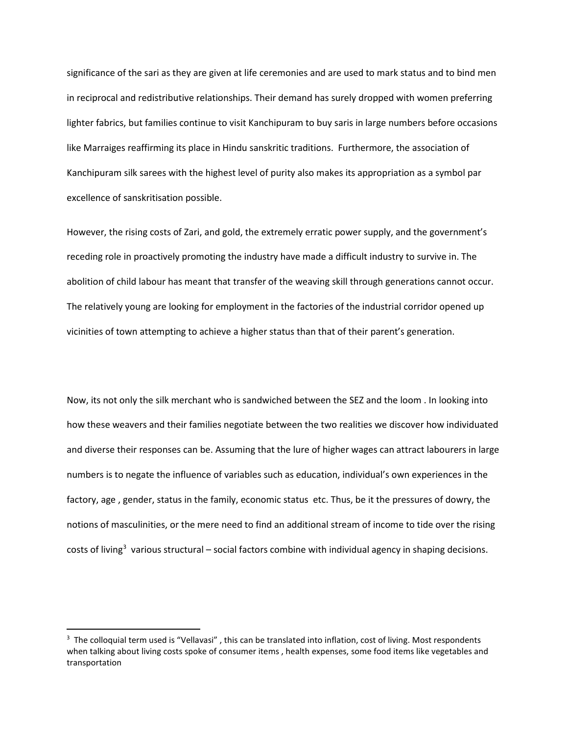significance of the sari as they are given at life ceremonies and are used to mark status and to bind men in reciprocal and redistributive relationships. Their demand has surely dropped with women preferring lighter fabrics, but families continue to visit Kanchipuram to buy saris in large numbers before occasions like Marraiges reaffirming its place in Hindu sanskritic traditions. Furthermore, the association of Kanchipuram silk sarees with the highest level of purity also makes its appropriation as a symbol par excellence of sanskritisation possible.

However, the rising costs of Zari, and gold, the extremely erratic power supply, and the government's receding role in proactively promoting the industry have made a difficult industry to survive in. The abolition of child labour has meant that transfer of the weaving skill through generations cannot occur. The relatively young are looking for employment in the factories of the industrial corridor opened up vicinities of town attempting to achieve a higher status than that of their parent's generation.

Now, its not only the silk merchant who is sandwiched between the SEZ and the loom . In looking into how these weavers and their families negotiate between the two realities we discover how individuated and diverse their responses can be. Assuming that the lure of higher wages can attract labourers in large numbers is to negate the influence of variables such as education, individual's own experiences in the factory, age , gender, status in the family, economic status etc. Thus, be it the pressures of dowry, the notions of masculinities, or the mere need to find an additional stream of income to tide over the rising costs of living[3] various structural – social factors combine with individual agency in shaping decisions.

[3] The colloquial term used is "Vellavasi" , this can be translated into inflation, cost of living. Most respondents when talking about living costs spoke of consumer items , health expenses, some food items like vegetables and transportation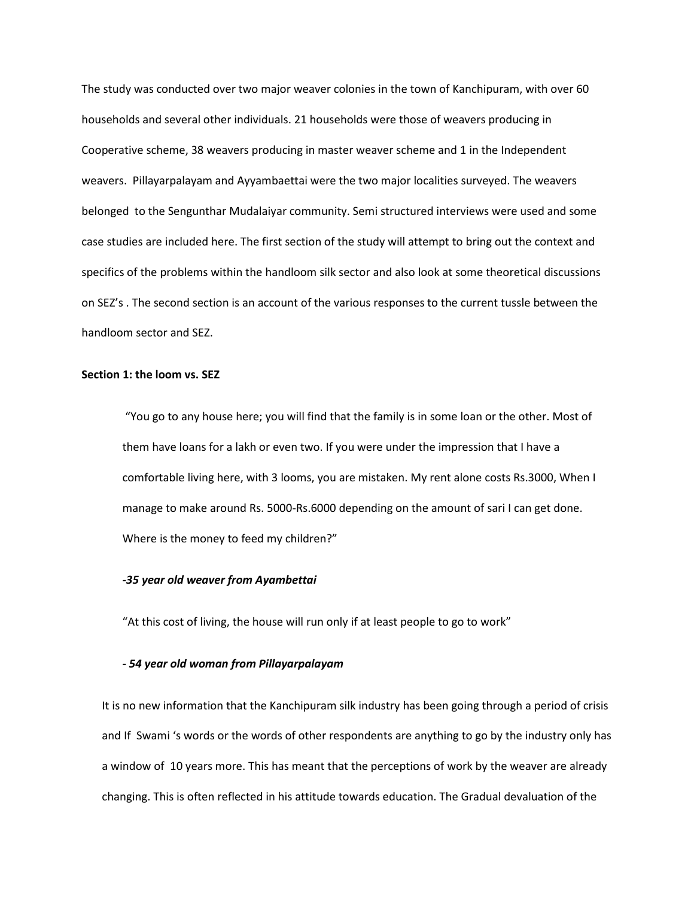The study was conducted over two major weaver colonies in the town of Kanchipuram, with over 60 households and several other individuals. 21 households were those of weavers producing in Cooperative scheme, 38 weavers producing in master weaver scheme and 1 in the Independent weavers. Pillayarpalayam and Ayyambaettai were the two major localities surveyed. The weavers belonged to the Sengunthar Mudalaiyar community. Semi structured interviews were used and some case studies are included here. The first section of the study will attempt to bring out the context and specifics of the problems within the handloom silk sector and also look at some theoretical discussions on SEZ's . The second section is an account of the various responses to the current tussle between the handloom sector and SEZ.

**Section 1: the loom vs. SEZ**

> "You go to any house here; you will find that the family is in some loan or the other. Most of them have loans for a lakh or even two. If you were under the impression that I have a comfortable living here, with 3 looms, you are mistaken. My rent alone costs Rs.3000, When I manage to make around Rs. 5000-Rs.6000 depending on the amount of sari I can get done. Where is the money to feed my children?"
>
> ***-35 year old weaver from Ayambettai***
>
> "At this cost of living, the house will run only if at least people to go to work"
>
> ***- 54 year old woman from Pillayarpalayam***

It is no new information that the Kanchipuram silk industry has been going through a period of crisis and If Swami 's words or the words of other respondents are anything to go by the industry only has a window of 10 years more. This has meant that the perceptions of work by the weaver are already changing. This is often reflected in his attitude towards education. The Gradual devaluation of the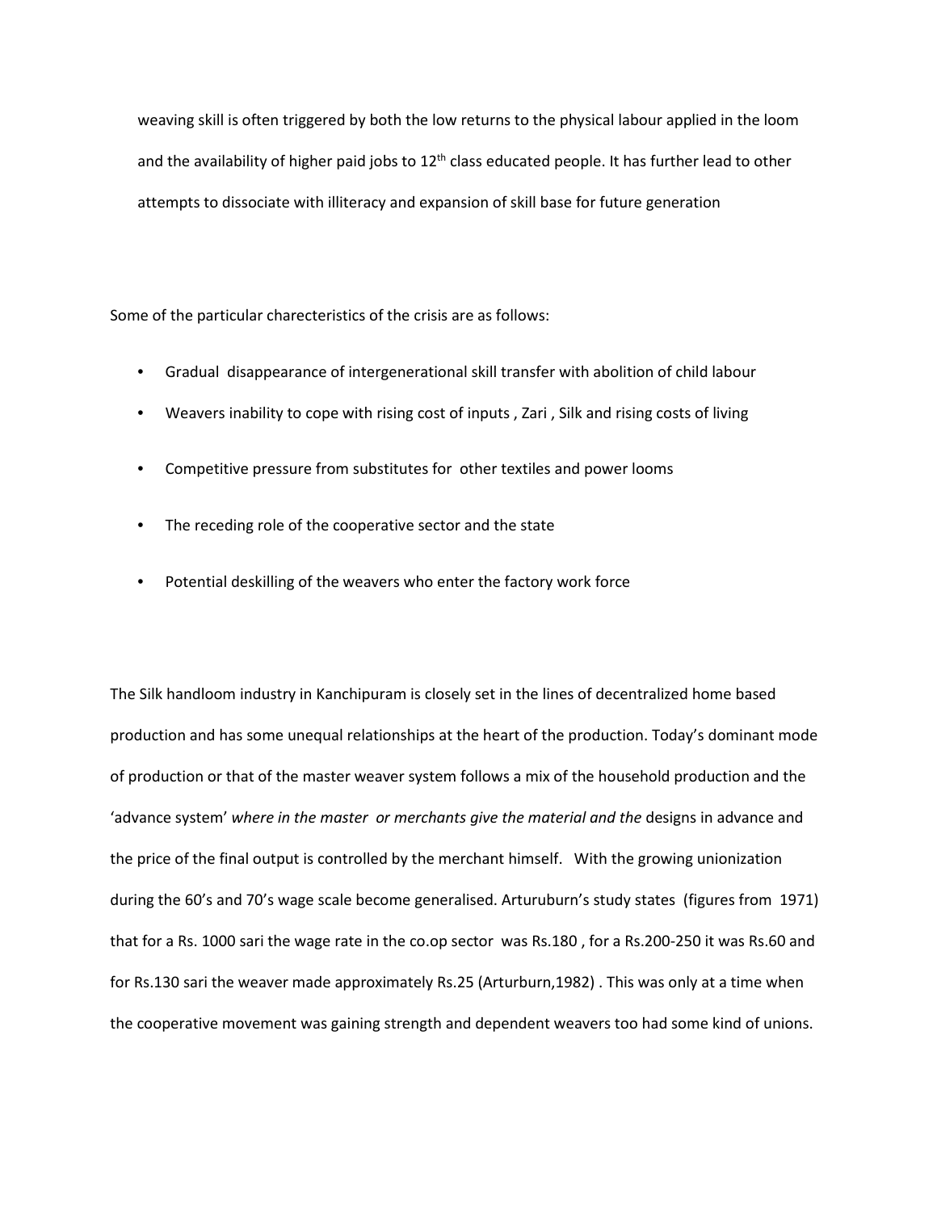weaving skill is often triggered by both the low returns to the physical labour applied in the loom and the availability of higher paid jobs to 12th class educated people. It has further lead to other attempts to dissociate with illiteracy and expansion of skill base for future generation

Some of the particular charecteristics of the crisis are as follows:

- Gradual disappearance of intergenerational skill transfer with abolition of child labour
- Weavers inability to cope with rising cost of inputs , Zari , Silk and rising costs of living
- Competitive pressure from substitutes for other textiles and power looms
- The receding role of the cooperative sector and the state
- Potential deskilling of the weavers who enter the factory work force

The Silk handloom industry in Kanchipuram is closely set in the lines of decentralized home based production and has some unequal relationships at the heart of the production. Today's dominant mode of production or that of the master weaver system follows a mix of the household production and the 'advance system' *where in the master or merchants give the material and the* designs in advance and the price of the final output is controlled by the merchant himself. With the growing unionization during the 60's and 70's wage scale become generalised. Arturuburn's study states (figures from 1971) that for a Rs. 1000 sari the wage rate in the co.op sector was Rs.180 , for a Rs.200-250 it was Rs.60 and for Rs.130 sari the weaver made approximately Rs.25 (Arturburn,1982) . This was only at a time when the cooperative movement was gaining strength and dependent weavers too had some kind of unions.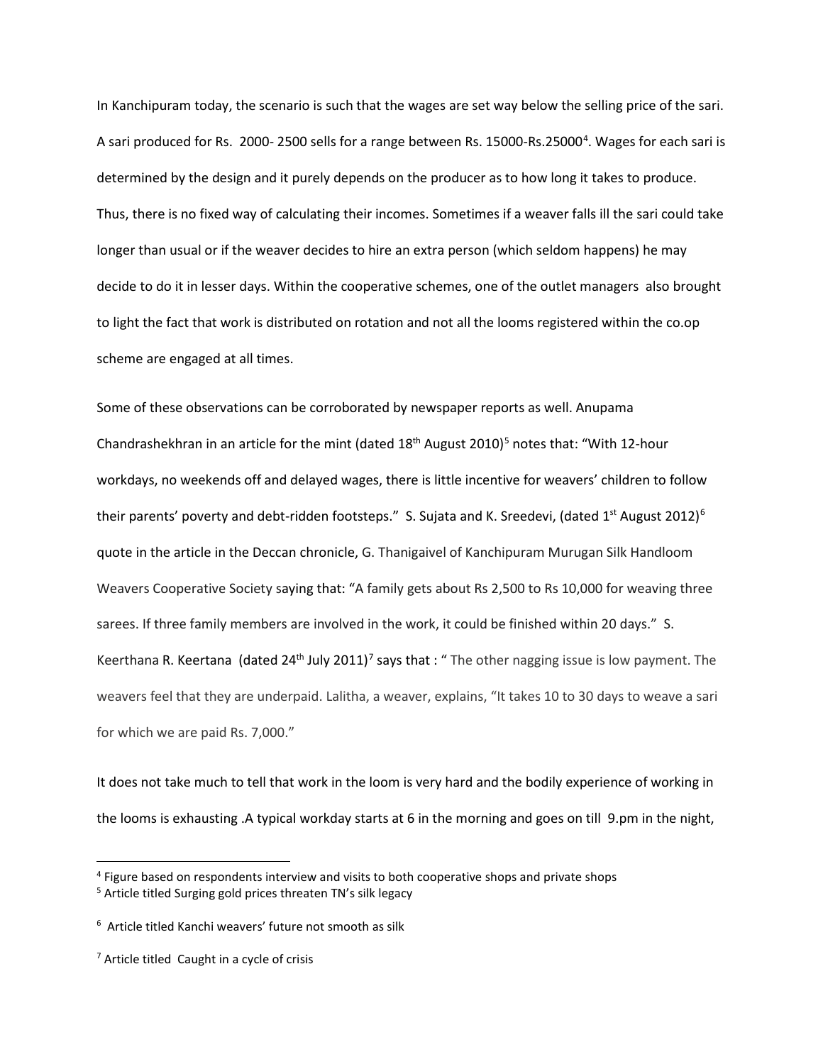In Kanchipuram today, the scenario is such that the wages are set way below the selling price of the sari. A sari produced for Rs. 2000- 2500 sells for a range between Rs. 15000-Rs.25000[4]. Wages for each sari is determined by the design and it purely depends on the producer as to how long it takes to produce. Thus, there is no fixed way of calculating their incomes. Sometimes if a weaver falls ill the sari could take longer than usual or if the weaver decides to hire an extra person (which seldom happens) he may decide to do it in lesser days. Within the cooperative schemes, one of the outlet managers also brought to light the fact that work is distributed on rotation and not all the looms registered within the co.op scheme are engaged at all times.

Some of these observations can be corroborated by newspaper reports as well. Anupama Chandrashekhran in an article for the mint (dated 18th August 2010)[5] notes that: "With 12-hour workdays, no weekends off and delayed wages, there is little incentive for weavers' children to follow their parents' poverty and debt-ridden footsteps." S. Sujata and K. Sreedevi, (dated 1st August 2012)[6] quote in the article in the Deccan chronicle, G. Thanigaivel of Kanchipuram Murugan Silk Handloom Weavers Cooperative Society saying that: "A family gets about Rs 2,500 to Rs 10,000 for weaving three sarees. If three family members are involved in the work, it could be finished within 20 days." S. Keerthana R. Keertana (dated 24th July 2011)[7] says that : " The other nagging issue is low payment. The weavers feel that they are underpaid. Lalitha, a weaver, explains, "It takes 10 to 30 days to weave a sari for which we are paid Rs. 7,000."

It does not take much to tell that work in the loom is very hard and the bodily experience of working in the looms is exhausting .A typical workday starts at 6 in the morning and goes on till 9.pm in the night,

---

[4] Figure based on respondents interview and visits to both cooperative shops and private shops

[5] Article titled Surging gold prices threaten TN's silk legacy

[6] Article titled Kanchi weavers' future not smooth as silk

[7] Article titled Caught in a cycle of crisis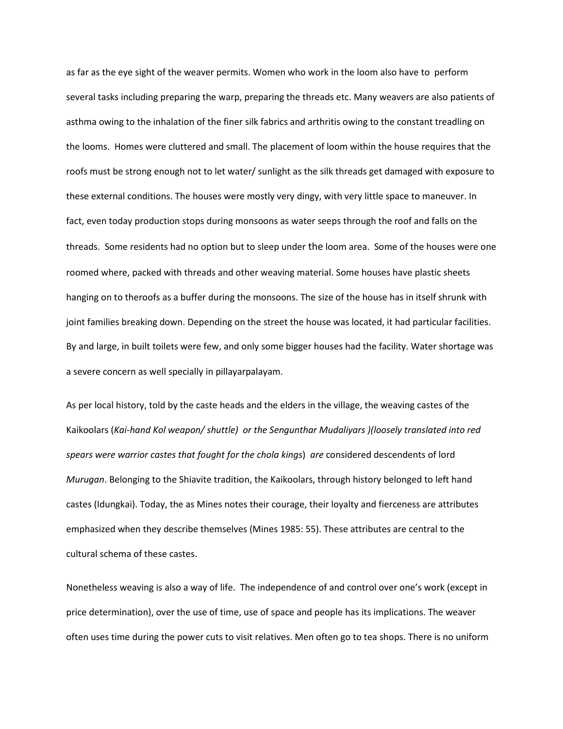as far as the eye sight of the weaver permits. Women who work in the loom also have to perform several tasks including preparing the warp, preparing the threads etc. Many weavers are also patients of asthma owing to the inhalation of the finer silk fabrics and arthritis owing to the constant treadling on the looms. Homes were cluttered and small. The placement of loom within the house requires that the roofs must be strong enough not to let water/ sunlight as the silk threads get damaged with exposure to these external conditions. The houses were mostly very dingy, with very little space to maneuver. In fact, even today production stops during monsoons as water seeps through the roof and falls on the threads. Some residents had no option but to sleep under the loom area. Some of the houses were one roomed where, packed with threads and other weaving material. Some houses have plastic sheets hanging on to theroofs as a buffer during the monsoons. The size of the house has in itself shrunk with joint families breaking down. Depending on the street the house was located, it had particular facilities. By and large, in built toilets were few, and only some bigger houses had the facility. Water shortage was a severe concern as well specially in pillayarpalayam.

As per local history, told by the caste heads and the elders in the village, the weaving castes of the Kaikoolars (*Kai-hand Kol weapon/ shuttle) or the Sengunthar Mudaliyars )(loosely translated into red spears were warrior castes that fought for the chola kings*) *are* considered descendents of lord *Murugan*. Belonging to the Shiavite tradition, the Kaikoolars, through history belonged to left hand castes (Idungkai). Today, the as Mines notes their courage, their loyalty and fierceness are attributes emphasized when they describe themselves (Mines 1985: 55). These attributes are central to the cultural schema of these castes.

Nonetheless weaving is also a way of life. The independence of and control over one's work (except in price determination), over the use of time, use of space and people has its implications. The weaver often uses time during the power cuts to visit relatives. Men often go to tea shops. There is no uniform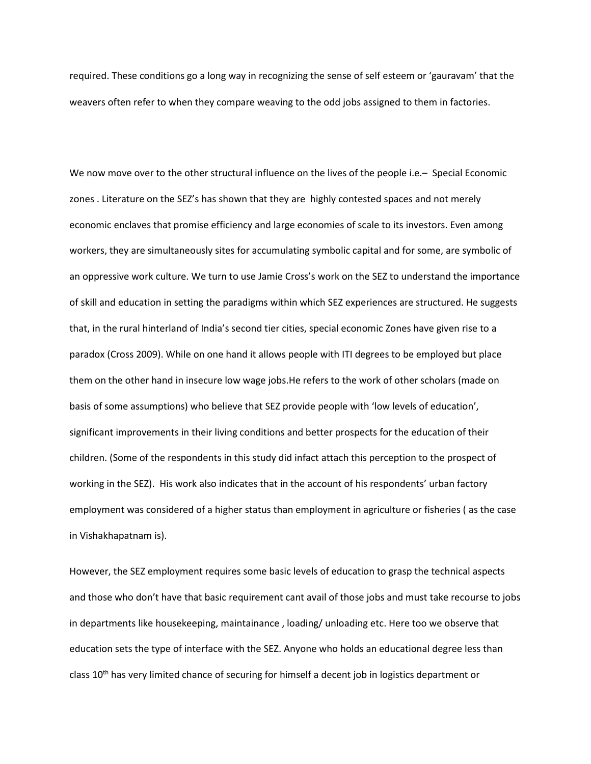required. These conditions go a long way in recognizing the sense of self esteem or 'gauravam' that the weavers often refer to when they compare weaving to the odd jobs assigned to them in factories.

We now move over to the other structural influence on the lives of the people i.e.– Special Economic zones . Literature on the SEZ's has shown that they are highly contested spaces and not merely economic enclaves that promise efficiency and large economies of scale to its investors. Even among workers, they are simultaneously sites for accumulating symbolic capital and for some, are symbolic of an oppressive work culture. We turn to use Jamie Cross's work on the SEZ to understand the importance of skill and education in setting the paradigms within which SEZ experiences are structured. He suggests that, in the rural hinterland of India's second tier cities, special economic Zones have given rise to a paradox (Cross 2009). While on one hand it allows people with ITI degrees to be employed but place them on the other hand in insecure low wage jobs.He refers to the work of other scholars (made on basis of some assumptions) who believe that SEZ provide people with 'low levels of education', significant improvements in their living conditions and better prospects for the education of their children. (Some of the respondents in this study did infact attach this perception to the prospect of working in the SEZ). His work also indicates that in the account of his respondents' urban factory employment was considered of a higher status than employment in agriculture or fisheries ( as the case in Vishakhapatnam is).

However, the SEZ employment requires some basic levels of education to grasp the technical aspects and those who don't have that basic requirement cant avail of those jobs and must take recourse to jobs in departments like housekeeping, maintainance , loading/ unloading etc. Here too we observe that education sets the type of interface with the SEZ. Anyone who holds an educational degree less than class 10th has very limited chance of securing for himself a decent job in logistics department or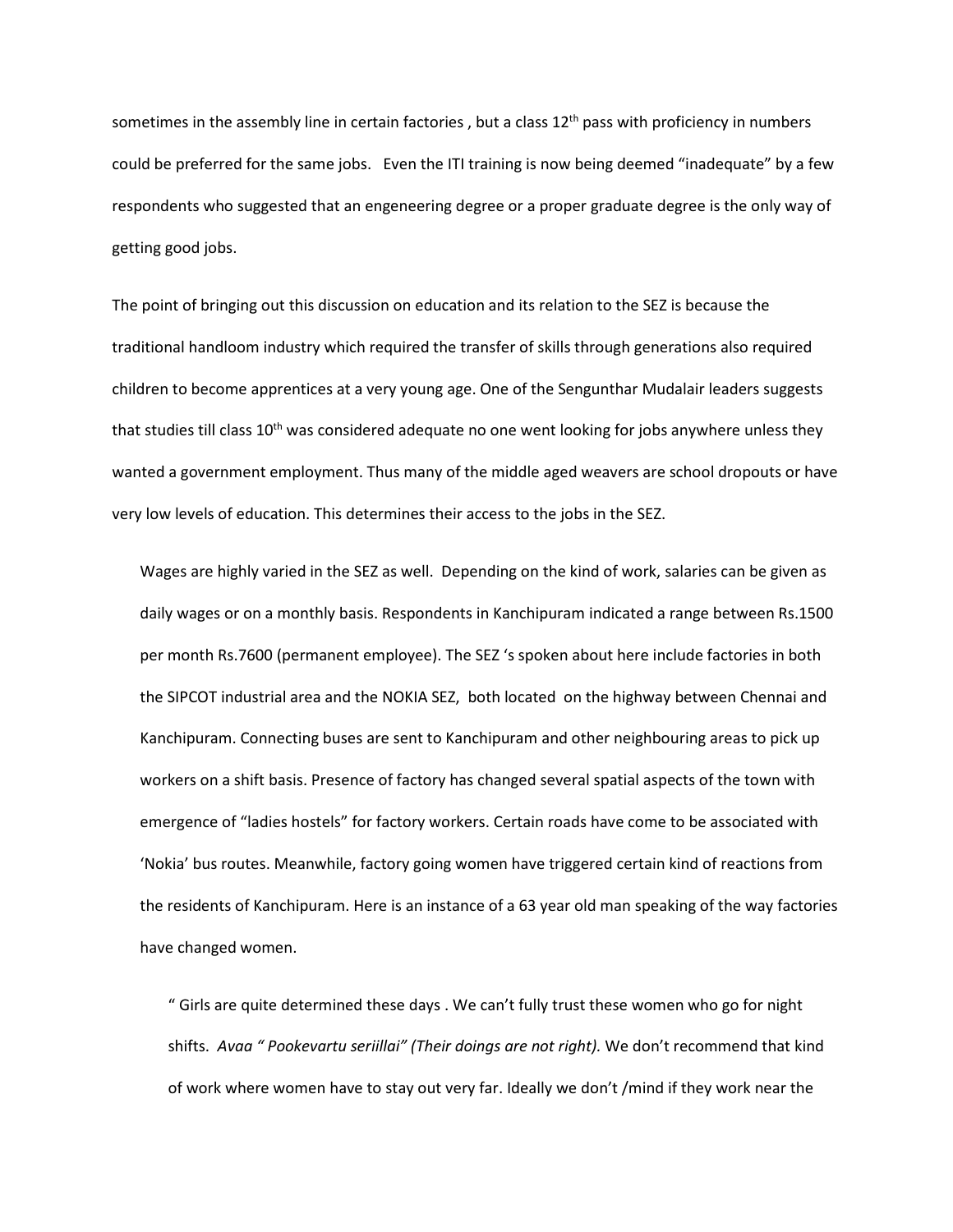sometimes in the assembly line in certain factories , but a class 12th pass with proficiency in numbers could be preferred for the same jobs. Even the ITI training is now being deemed "inadequate" by a few respondents who suggested that an engeneering degree or a proper graduate degree is the only way of getting good jobs.

The point of bringing out this discussion on education and its relation to the SEZ is because the traditional handloom industry which required the transfer of skills through generations also required children to become apprentices at a very young age. One of the Sengunthar Mudalair leaders suggests that studies till class 10th was considered adequate no one went looking for jobs anywhere unless they wanted a government employment. Thus many of the middle aged weavers are school dropouts or have very low levels of education. This determines their access to the jobs in the SEZ.

Wages are highly varied in the SEZ as well. Depending on the kind of work, salaries can be given as daily wages or on a monthly basis. Respondents in Kanchipuram indicated a range between Rs.1500 per month Rs.7600 (permanent employee). The SEZ 's spoken about here include factories in both the SIPCOT industrial area and the NOKIA SEZ, both located on the highway between Chennai and Kanchipuram. Connecting buses are sent to Kanchipuram and other neighbouring areas to pick up workers on a shift basis. Presence of factory has changed several spatial aspects of the town with emergence of "ladies hostels" for factory workers. Certain roads have come to be associated with 'Nokia' bus routes. Meanwhile, factory going women have triggered certain kind of reactions from the residents of Kanchipuram. Here is an instance of a 63 year old man speaking of the way factories have changed women.

> " Girls are quite determined these days . We can't fully trust these women who go for night shifts. *Avaa " Pookevartu seriillai" (Their doings are not right).* We don't recommend that kind of work where women have to stay out very far. Ideally we don't /mind if they work near the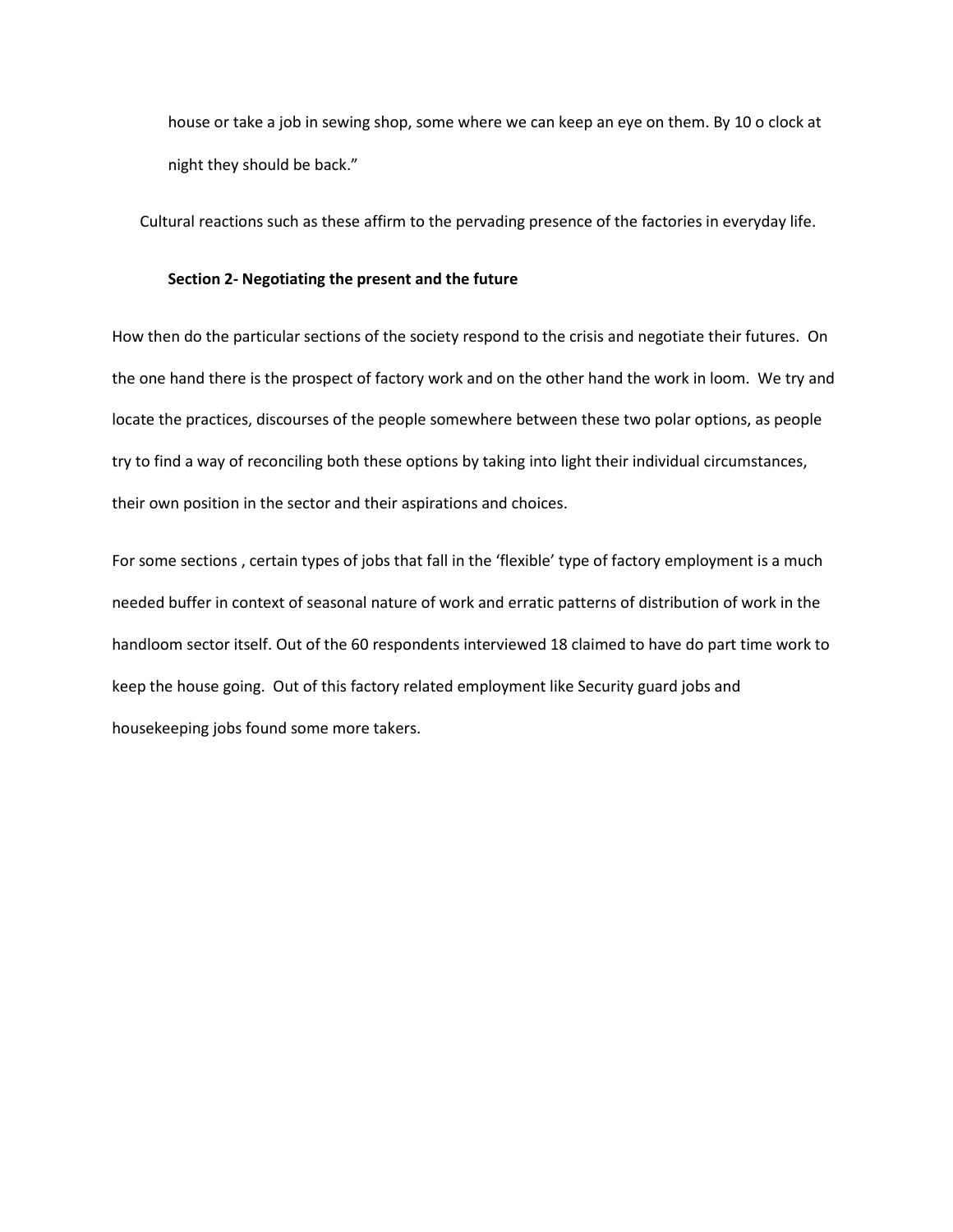house or take a job in sewing shop, some where we can keep an eye on them. By 10 o clock at night they should be back."

Cultural reactions such as these affirm to the pervading presence of the factories in everyday life.

**Section 2- Negotiating the present and the future**

How then do the particular sections of the society respond to the crisis and negotiate their futures. On the one hand there is the prospect of factory work and on the other hand the work in loom. We try and locate the practices, discourses of the people somewhere between these two polar options, as people try to find a way of reconciling both these options by taking into light their individual circumstances, their own position in the sector and their aspirations and choices.

For some sections , certain types of jobs that fall in the 'flexible' type of factory employment is a much needed buffer in context of seasonal nature of work and erratic patterns of distribution of work in the handloom sector itself. Out of the 60 respondents interviewed 18 claimed to have do part time work to keep the house going. Out of this factory related employment like Security guard jobs and housekeeping jobs found some more takers.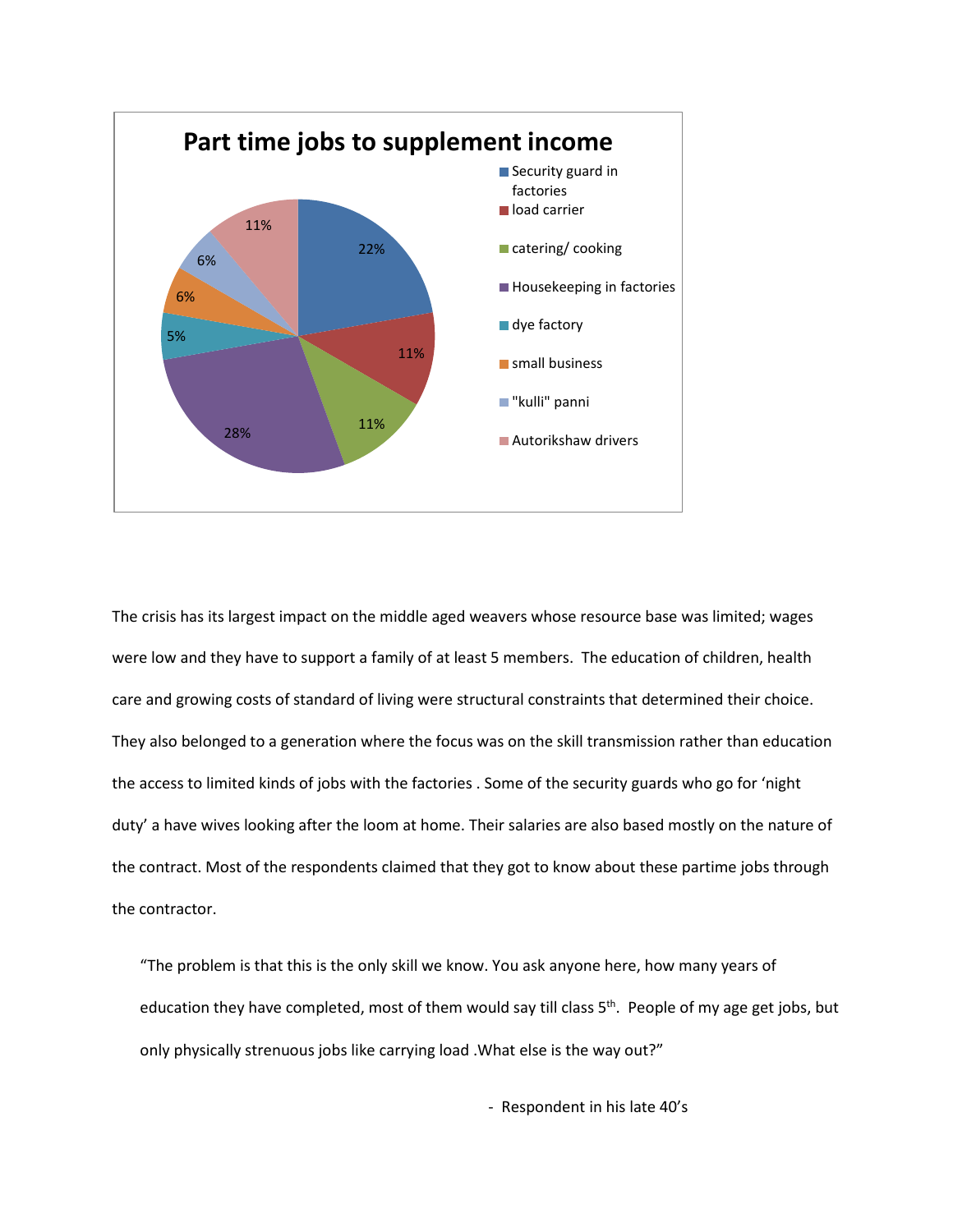**Part time jobs to supplement income**

| Job | Share |
|---|---|
| Security guard in factories | 22% |
| load carrier | 11% |
| catering/ cooking | 11% |
| Housekeeping in factories | 28% |
| dye factory | 5% |
| small business | 6% |
| "kulli" panni | 6% |
| Autorikshaw drivers | 11% |

The crisis has its largest impact on the middle aged weavers whose resource base was limited; wages were low and they have to support a family of at least 5 members. The education of children, health care and growing costs of standard of living were structural constraints that determined their choice. They also belonged to a generation where the focus was on the skill transmission rather than education the access to limited kinds of jobs with the factories . Some of the security guards who go for 'night duty' a have wives looking after the loom at home. Their salaries are also based mostly on the nature of the contract. Most of the respondents claimed that they got to know about these partime jobs through the contractor.

> "The problem is that this is the only skill we know. You ask anyone here, how many years of education they have completed, most of them would say till class 5th. People of my age get jobs, but only physically strenuous jobs like carrying load .What else is the way out?"
>
> \- Respondent in his late 40's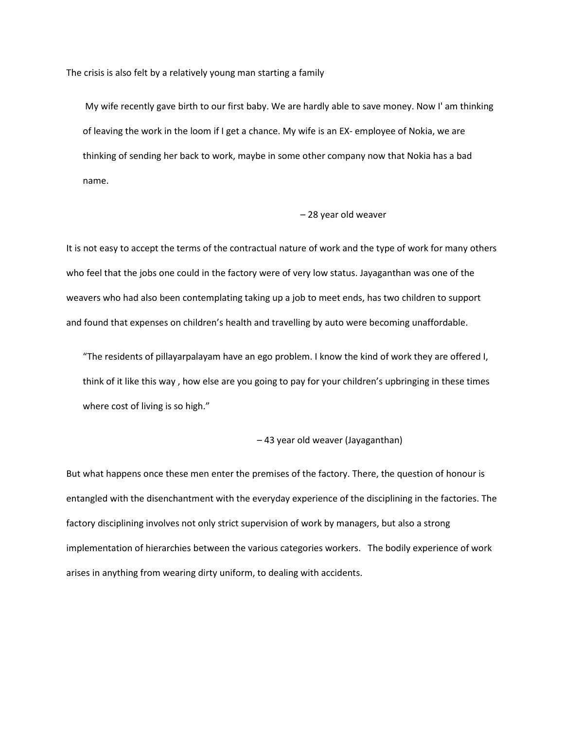The crisis is also felt by a relatively young man starting a family

> My wife recently gave birth to our first baby. We are hardly able to save money. Now I' am thinking of leaving the work in the loom if I get a chance. My wife is an EX- employee of Nokia, we are thinking of sending her back to work, maybe in some other company now that Nokia has a bad name.
>
> – 28 year old weaver

It is not easy to accept the terms of the contractual nature of work and the type of work for many others who feel that the jobs one could in the factory were of very low status. Jayaganthan was one of the weavers who had also been contemplating taking up a job to meet ends, has two children to support and found that expenses on children's health and travelling by auto were becoming unaffordable.

> "The residents of pillayarpalayam have an ego problem. I know the kind of work they are offered I, think of it like this way , how else are you going to pay for your children's upbringing in these times where cost of living is so high."
>
> – 43 year old weaver (Jayaganthan)

But what happens once these men enter the premises of the factory. There, the question of honour is entangled with the disenchantment with the everyday experience of the disciplining in the factories. The factory disciplining involves not only strict supervision of work by managers, but also a strong implementation of hierarchies between the various categories workers. The bodily experience of work arises in anything from wearing dirty uniform, to dealing with accidents.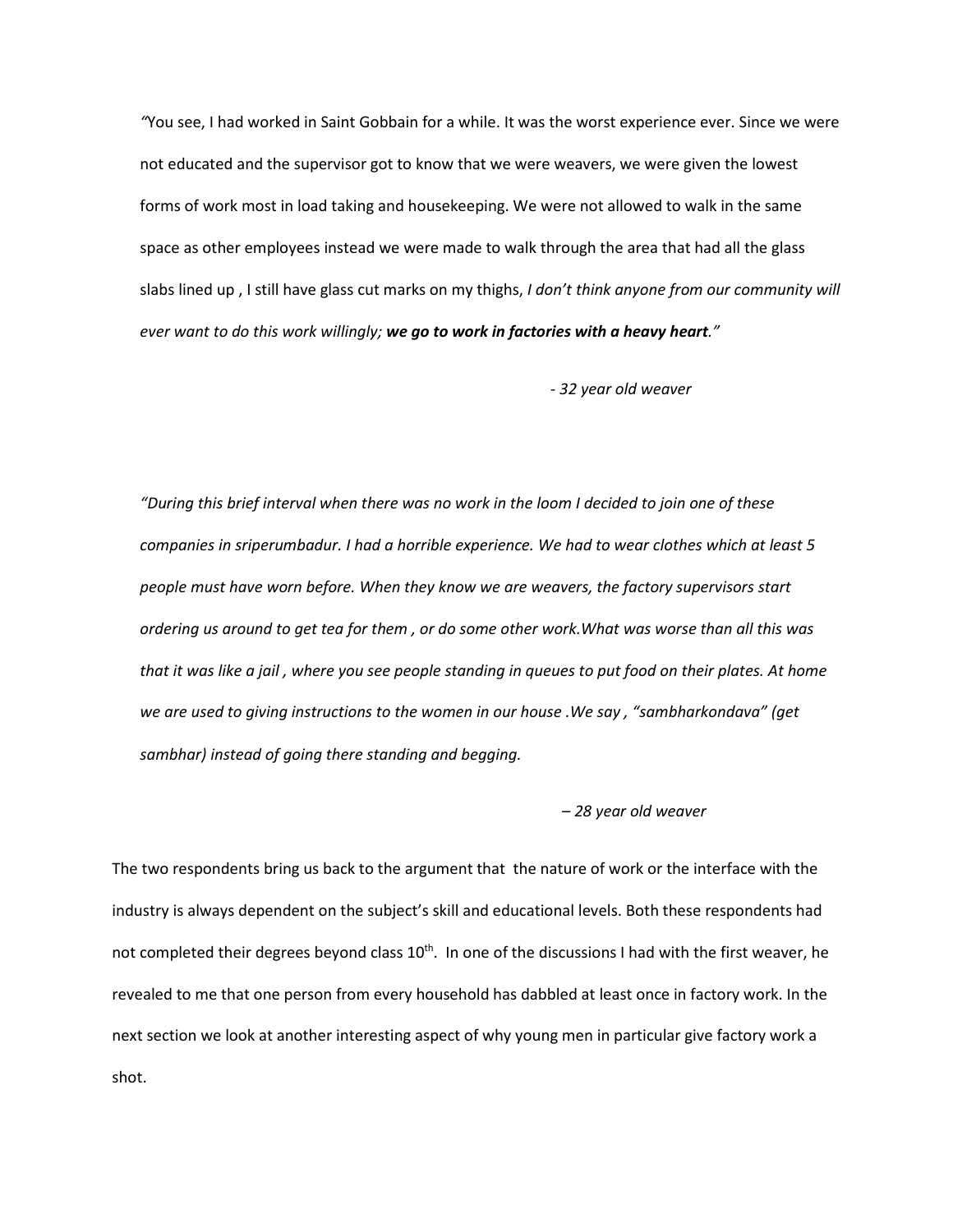> "You see, I had worked in Saint Gobbain for a while. It was the worst experience ever. Since we were not educated and the supervisor got to know that we were weavers, we were given the lowest forms of work most in load taking and housekeeping. We were not allowed to walk in the same space as other employees instead we were made to walk through the area that had all the glass slabs lined up , I still have glass cut marks on my thighs, *I don't think anyone from our community will ever want to do this work willingly;* ***we go to work in factories with a heavy heart****."*
>
> *- 32 year old weaver*

> *"During this brief interval when there was no work in the loom I decided to join one of these companies in sriperumbadur. I had a horrible experience. We had to wear clothes which at least 5 people must have worn before. When they know we are weavers, the factory supervisors start ordering us around to get tea for them , or do some other work.What was worse than all this was that it was like a jail , where you see people standing in queues to put food on their plates. At home we are used to giving instructions to the women in our house .We say , "sambharkondava" (get sambhar) instead of going there standing and begging.*
>
> *– 28 year old weaver*

The two respondents bring us back to the argument that the nature of work or the interface with the industry is always dependent on the subject's skill and educational levels. Both these respondents had not completed their degrees beyond class 10th. In one of the discussions I had with the first weaver, he revealed to me that one person from every household has dabbled at least once in factory work. In the next section we look at another interesting aspect of why young men in particular give factory work a shot.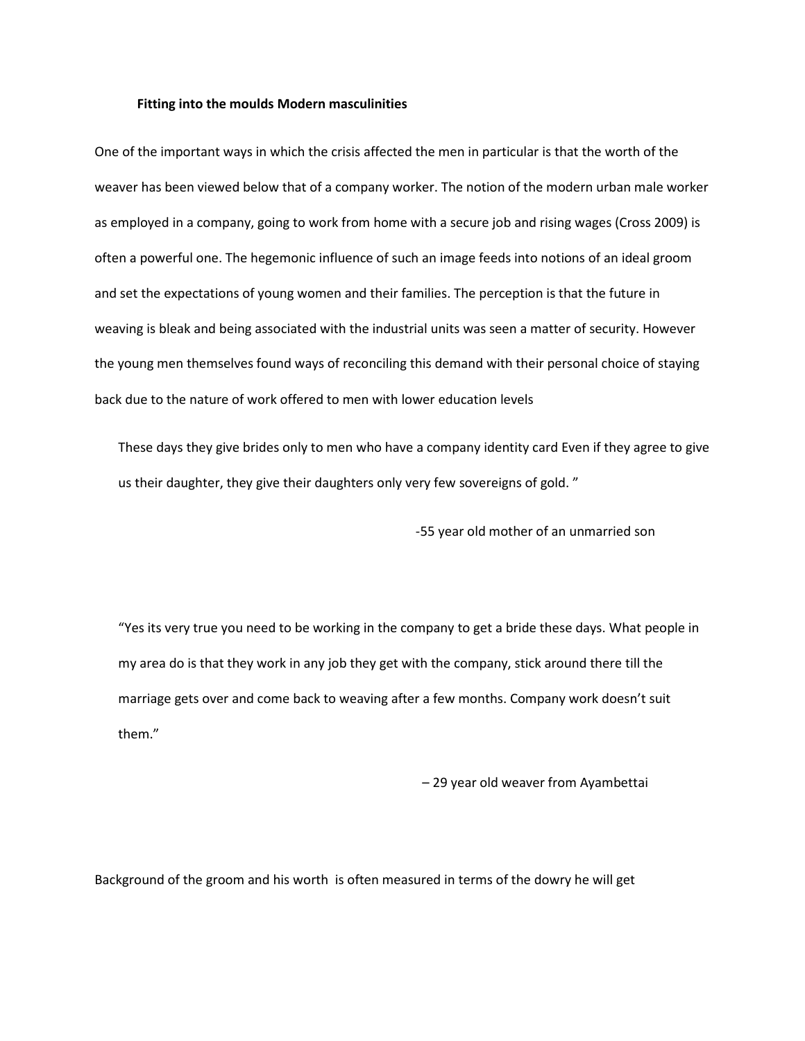### Fitting into the moulds Modern masculinities

One of the important ways in which the crisis affected the men in particular is that the worth of the weaver has been viewed below that of a company worker. The notion of the modern urban male worker as employed in a company, going to work from home with a secure job and rising wages (Cross 2009) is often a powerful one. The hegemonic influence of such an image feeds into notions of an ideal groom and set the expectations of young women and their families. The perception is that the future in weaving is bleak and being associated with the industrial units was seen a matter of security. However the young men themselves found ways of reconciling this demand with their personal choice of staying back due to the nature of work offered to men with lower education levels

> These days they give brides only to men who have a company identity card Even if they agree to give us their daughter, they give their daughters only very few sovereigns of gold. "
>
> -55 year old mother of an unmarried son

> "Yes its very true you need to be working in the company to get a bride these days. What people in my area do is that they work in any job they get with the company, stick around there till the marriage gets over and come back to weaving after a few months. Company work doesn't suit them."
>
> – 29 year old weaver from Ayambettai

Background of the groom and his worth is often measured in terms of the dowry he will get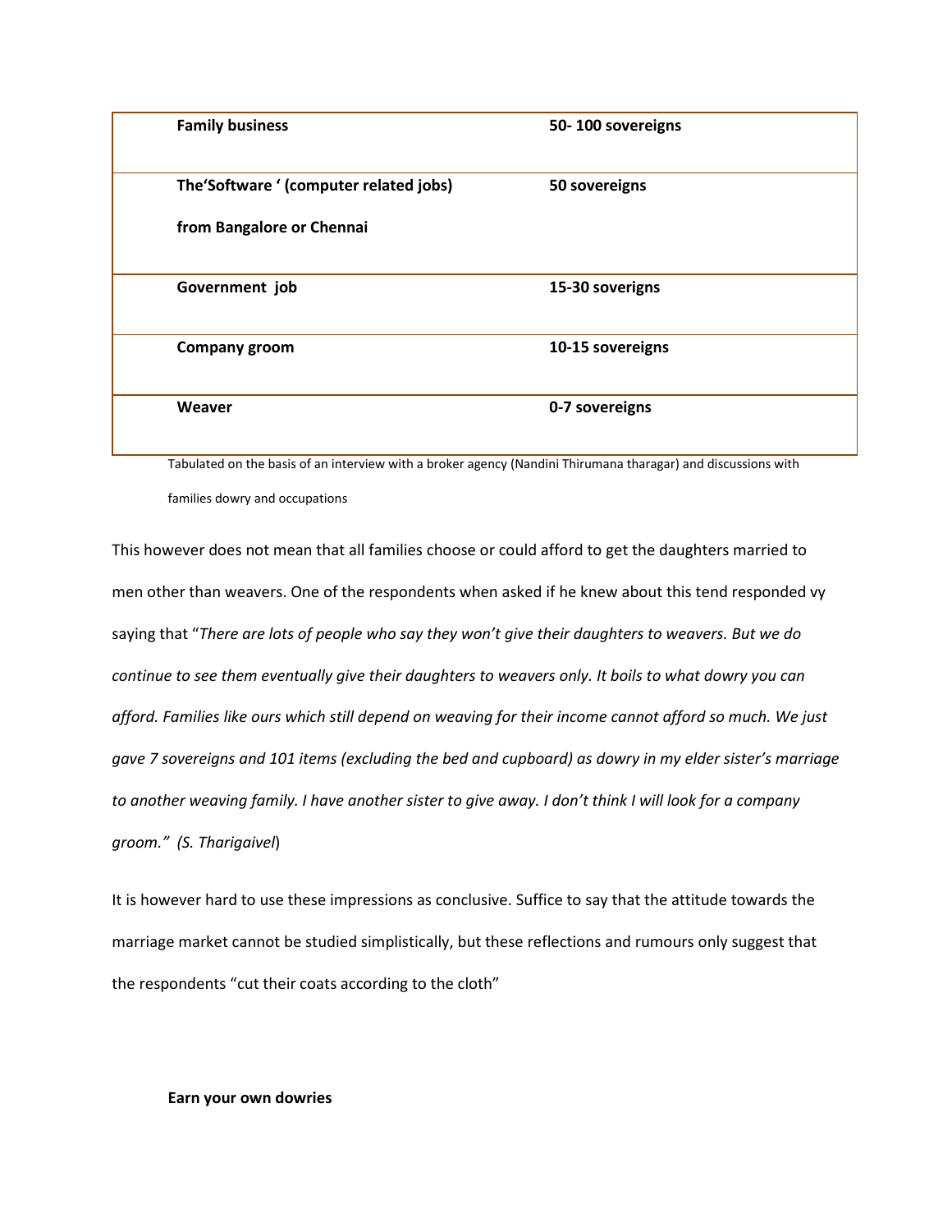| **Family business** | **50- 100 sovereigns** |
|---|---|
| **The'Software ' (computer related jobs) from Bangalore or Chennai** | **50 sovereigns** |
| **Government job** | **15-30 soverigns** |
| **Company groom** | **10-15 sovereigns** |
| **Weaver** | **0-7 sovereigns** |

Tabulated on the basis of an interview with a broker agency (Nandini Thirumana tharagar) and discussions with families dowry and occupations

This however does not mean that all families choose or could afford to get the daughters married to men other than weavers. One of the respondents when asked if he knew about this tend responded vy saying that "*There are lots of people who say they won't give their daughters to weavers. But we do continue to see them eventually give their daughters to weavers only. It boils to what dowry you can afford. Families like ours which still depend on weaving for their income cannot afford so much. We just gave 7 sovereigns and 101 items (excluding the bed and cupboard) as dowry in my elder sister's marriage to another weaving family. I have another sister to give away. I don't think I will look for a company groom." (S. Tharigaivel*)

It is however hard to use these impressions as conclusive. Suffice to say that the attitude towards the marriage market cannot be studied simplistically, but these reflections and rumours only suggest that the respondents "cut their coats according to the cloth"

**Earn your own dowries**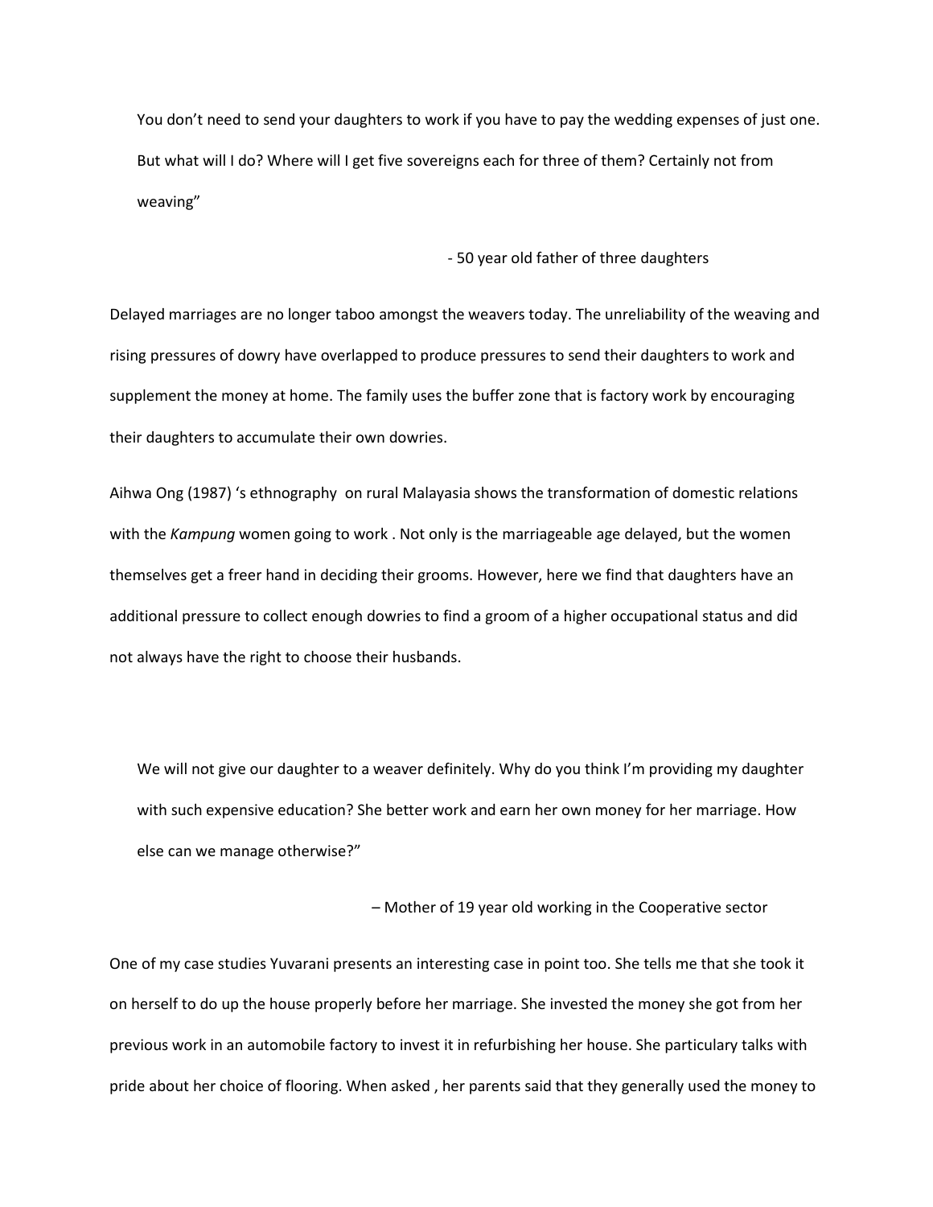> You don't need to send your daughters to work if you have to pay the wedding expenses of just one. But what will I do? Where will I get five sovereigns each for three of them? Certainly not from weaving"
>
> \- 50 year old father of three daughters

Delayed marriages are no longer taboo amongst the weavers today. The unreliability of the weaving and rising pressures of dowry have overlapped to produce pressures to send their daughters to work and supplement the money at home. The family uses the buffer zone that is factory work by encouraging their daughters to accumulate their own dowries.

Aihwa Ong (1987) 's ethnography on rural Malayasia shows the transformation of domestic relations with the *Kampung* women going to work . Not only is the marriageable age delayed, but the women themselves get a freer hand in deciding their grooms. However, here we find that daughters have an additional pressure to collect enough dowries to find a groom of a higher occupational status and did not always have the right to choose their husbands.

> We will not give our daughter to a weaver definitely. Why do you think I'm providing my daughter with such expensive education? She better work and earn her own money for her marriage. How else can we manage otherwise?"
>
> – Mother of 19 year old working in the Cooperative sector

One of my case studies Yuvarani presents an interesting case in point too. She tells me that she took it on herself to do up the house properly before her marriage. She invested the money she got from her previous work in an automobile factory to invest it in refurbishing her house. She particulary talks with pride about her choice of flooring. When asked , her parents said that they generally used the money to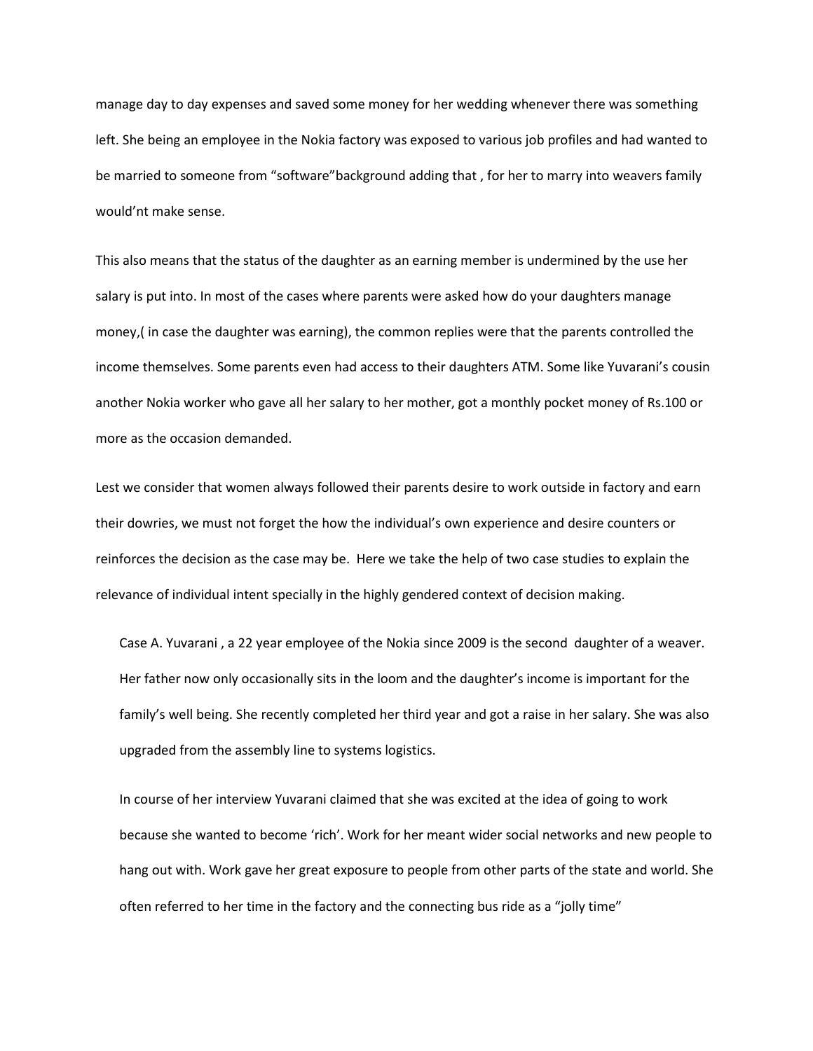manage day to day expenses and saved some money for her wedding whenever there was something left. She being an employee in the Nokia factory was exposed to various job profiles and had wanted to be married to someone from "software"background adding that , for her to marry into weavers family would'nt make sense.

This also means that the status of the daughter as an earning member is undermined by the use her salary is put into. In most of the cases where parents were asked how do your daughters manage money,( in case the daughter was earning), the common replies were that the parents controlled the income themselves. Some parents even had access to their daughters ATM. Some like Yuvarani's cousin another Nokia worker who gave all her salary to her mother, got a monthly pocket money of Rs.100 or more as the occasion demanded.

Lest we consider that women always followed their parents desire to work outside in factory and earn their dowries, we must not forget the how the individual's own experience and desire counters or reinforces the decision as the case may be. Here we take the help of two case studies to explain the relevance of individual intent specially in the highly gendered context of decision making.

> Case A. Yuvarani , a 22 year employee of the Nokia since 2009 is the second daughter of a weaver. Her father now only occasionally sits in the loom and the daughter's income is important for the family's well being. She recently completed her third year and got a raise in her salary. She was also upgraded from the assembly line to systems logistics.
>
> In course of her interview Yuvarani claimed that she was excited at the idea of going to work because she wanted to become 'rich'. Work for her meant wider social networks and new people to hang out with. Work gave her great exposure to people from other parts of the state and world. She often referred to her time in the factory and the connecting bus ride as a "jolly time"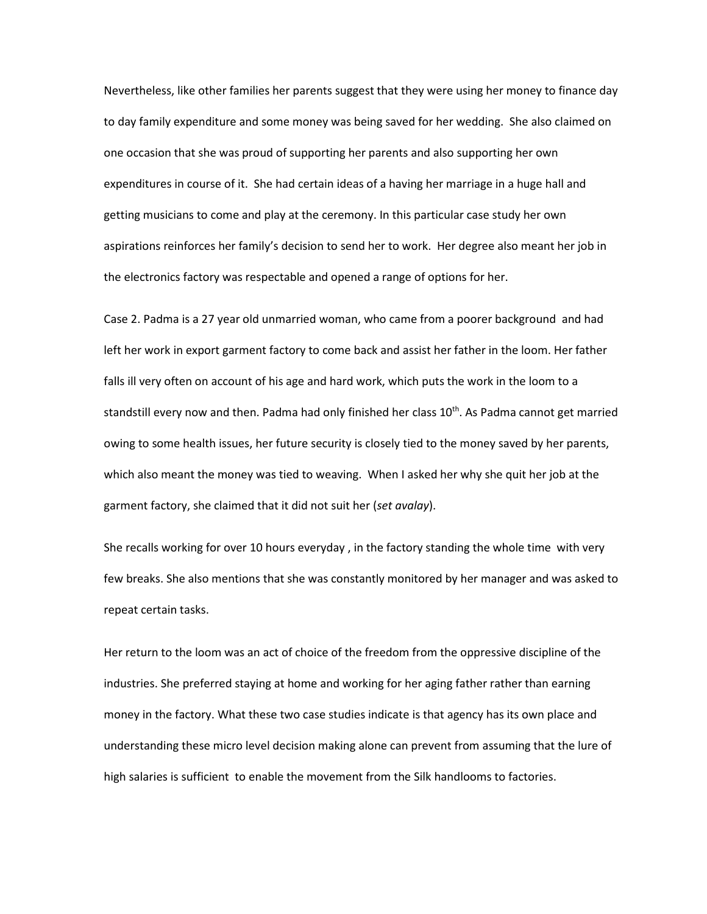Nevertheless, like other families her parents suggest that they were using her money to finance day to day family expenditure and some money was being saved for her wedding. She also claimed on one occasion that she was proud of supporting her parents and also supporting her own expenditures in course of it. She had certain ideas of a having her marriage in a huge hall and getting musicians to come and play at the ceremony. In this particular case study her own aspirations reinforces her family's decision to send her to work. Her degree also meant her job in the electronics factory was respectable and opened a range of options for her.

Case 2. Padma is a 27 year old unmarried woman, who came from a poorer background and had left her work in export garment factory to come back and assist her father in the loom. Her father falls ill very often on account of his age and hard work, which puts the work in the loom to a standstill every now and then. Padma had only finished her class 10th. As Padma cannot get married owing to some health issues, her future security is closely tied to the money saved by her parents, which also meant the money was tied to weaving. When I asked her why she quit her job at the garment factory, she claimed that it did not suit her (*set avalay*).

She recalls working for over 10 hours everyday , in the factory standing the whole time with very few breaks. She also mentions that she was constantly monitored by her manager and was asked to repeat certain tasks.

Her return to the loom was an act of choice of the freedom from the oppressive discipline of the industries. She preferred staying at home and working for her aging father rather than earning money in the factory. What these two case studies indicate is that agency has its own place and understanding these micro level decision making alone can prevent from assuming that the lure of high salaries is sufficient to enable the movement from the Silk handlooms to factories.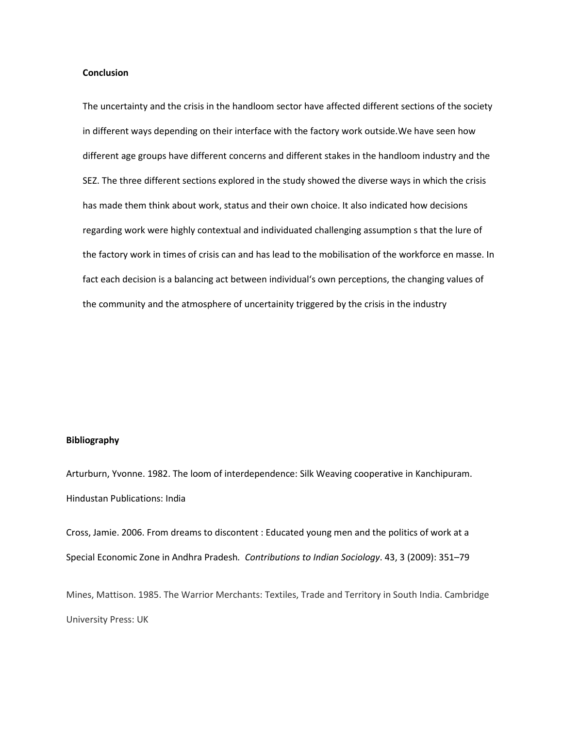**Conclusion**

The uncertainty and the crisis in the handloom sector have affected different sections of the society in different ways depending on their interface with the factory work outside.We have seen how different age groups have different concerns and different stakes in the handloom industry and the SEZ. The three different sections explored in the study showed the diverse ways in which the crisis has made them think about work, status and their own choice. It also indicated how decisions regarding work were highly contextual and individuated challenging assumption s that the lure of the factory work in times of crisis can and has lead to the mobilisation of the workforce en masse. In fact each decision is a balancing act between individual's own perceptions, the changing values of the community and the atmosphere of uncertainity triggered by the crisis in the industry

**Bibliography**

Arturburn, Yvonne. 1982. The loom of interdependence: Silk Weaving cooperative in Kanchipuram. Hindustan Publications: India

Cross, Jamie. 2006. From dreams to discontent : Educated young men and the politics of work at a Special Economic Zone in Andhra Pradesh*. Contributions to Indian Sociology*. 43, 3 (2009): 351–79

Mines, Mattison. 1985. The Warrior Merchants: Textiles, Trade and Territory in South India. Cambridge University Press: UK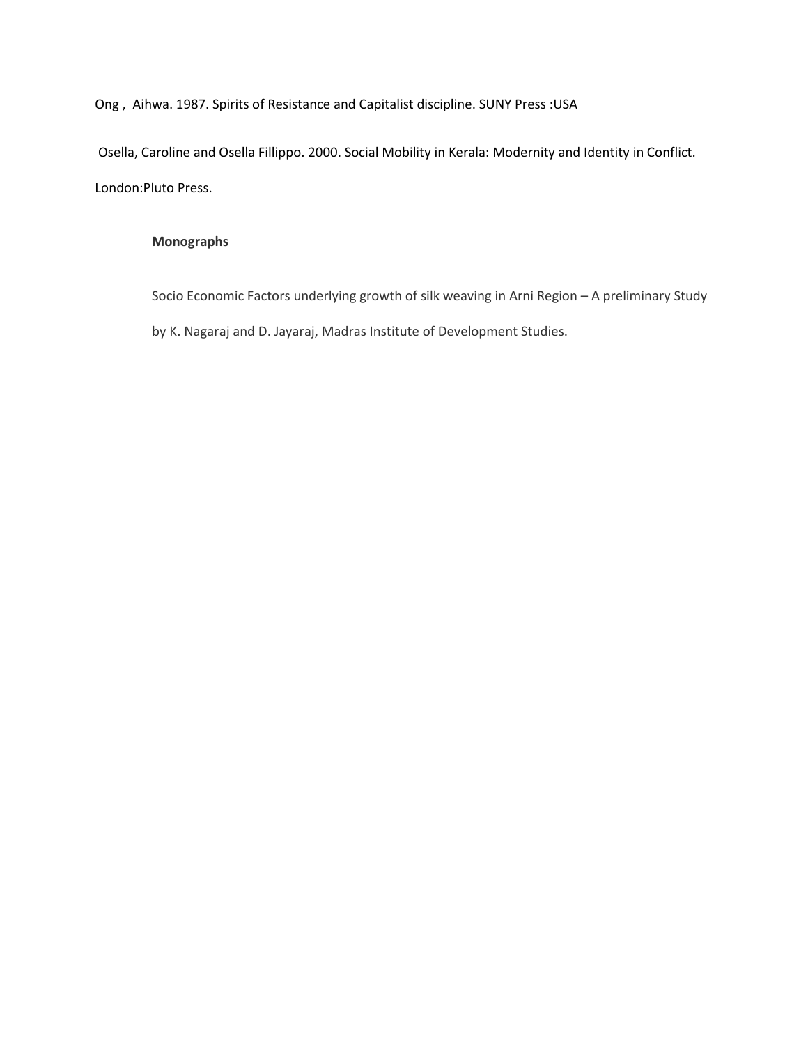Ong , Aihwa. 1987. Spirits of Resistance and Capitalist discipline. SUNY Press :USA

Osella, Caroline and Osella Fillippo. 2000. Social Mobility in Kerala: Modernity and Identity in Conflict. London:Pluto Press.

**Monographs**

Socio Economic Factors underlying growth of silk weaving in Arni Region – A preliminary Study by K. Nagaraj and D. Jayaraj, Madras Institute of Development Studies.